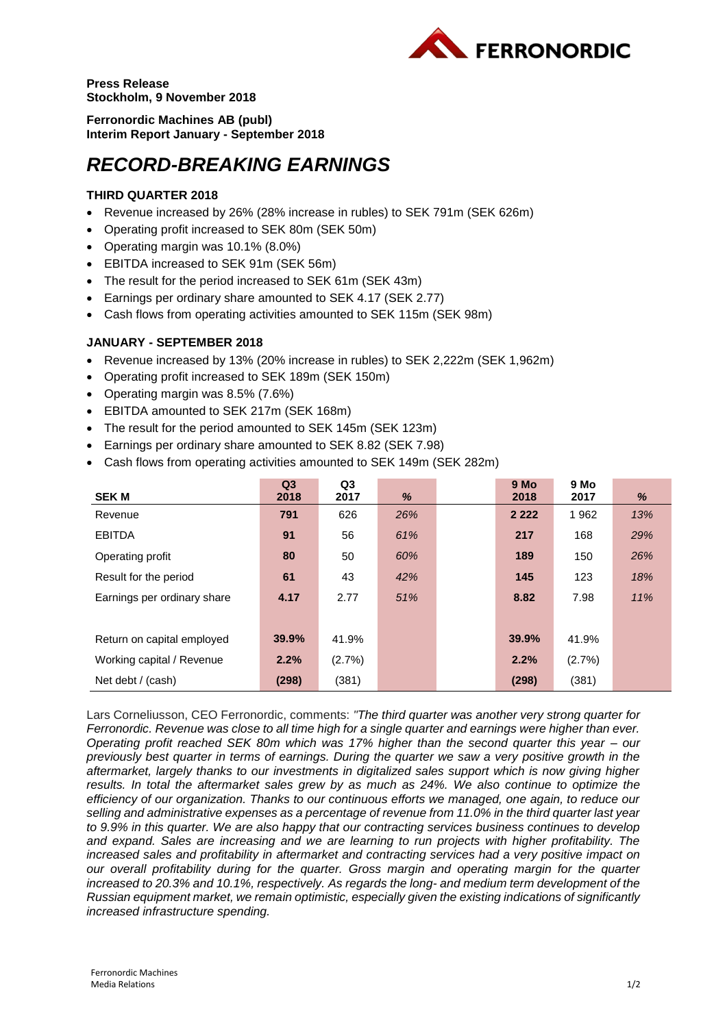**Press Release**
**Stockholm, 9 November 2018**

**Ferronordic Machines AB (publ)**
**Interim Report January - September 2018**

# *RECORD-BREAKING EARNINGS*

### THIRD QUARTER 2018

- Revenue increased by 26% (28% increase in rubles) to SEK 791m (SEK 626m)
- Operating profit increased to SEK 80m (SEK 50m)
- Operating margin was 10.1% (8.0%)
- EBITDA increased to SEK 91m (SEK 56m)
- The result for the period increased to SEK 61m (SEK 43m)
- Earnings per ordinary share amounted to SEK 4.17 (SEK 2.77)
- Cash flows from operating activities amounted to SEK 115m (SEK 98m)

### JANUARY - SEPTEMBER 2018

- Revenue increased by 13% (20% increase in rubles) to SEK 2,222m (SEK 1,962m)
- Operating profit increased to SEK 189m (SEK 150m)
- Operating margin was 8.5% (7.6%)
- EBITDA amounted to SEK 217m (SEK 168m)
- The result for the period amounted to SEK 145m (SEK 123m)
- Earnings per ordinary share amounted to SEK 8.82 (SEK 7.98)
- Cash flows from operating activities amounted to SEK 149m (SEK 282m)

| SEK M | Q3 2018 | Q3 2017 | % | | 9 Mo 2018 | 9 Mo 2017 | % |
|---|---|---|---|---|---|---|---|
| Revenue | **791** | 626 | *26%* | | **2 222** | 1 962 | *13%* |
| EBITDA | **91** | 56 | *61%* | | **217** | 168 | *29%* |
| Operating profit | **80** | 50 | *60%* | | **189** | 150 | *26%* |
| Result for the period | **61** | 43 | *42%* | | **145** | 123 | *18%* |
| Earnings per ordinary share | **4.17** | 2.77 | *51%* | | **8.82** | 7.98 | *11%* |
| | | | | | | | |
| Return on capital employed | **39.9%** | 41.9% | | | **39.9%** | 41.9% | |
| Working capital / Revenue | **2.2%** | (2.7%) | | | **2.2%** | (2.7%) | |
| Net debt / (cash) | **(298)** | (381) | | | **(298)** | (381) | |

Lars Corneliusson, CEO Ferronordic, comments: *"The third quarter was another very strong quarter for Ferronordic. Revenue was close to all time high for a single quarter and earnings were higher than ever. Operating profit reached SEK 80m which was 17% higher than the second quarter this year – our previously best quarter in terms of earnings. During the quarter we saw a very positive growth in the aftermarket, largely thanks to our investments in digitalized sales support which is now giving higher results. In total the aftermarket sales grew by as much as 24%. We also continue to optimize the efficiency of our organization. Thanks to our continuous efforts we managed, one again, to reduce our selling and administrative expenses as a percentage of revenue from 11.0% in the third quarter last year to 9.9% in this quarter. We are also happy that our contracting services business continues to develop and expand. Sales are increasing and we are learning to run projects with higher profitability. The increased sales and profitability in aftermarket and contracting services had a very positive impact on our overall profitability during for the quarter. Gross margin and operating margin for the quarter increased to 20.3% and 10.1%, respectively. As regards the long- and medium term development of the Russian equipment market, we remain optimistic, especially given the existing indications of significantly increased infrastructure spending.*

Ferronordic Machines
Media Relations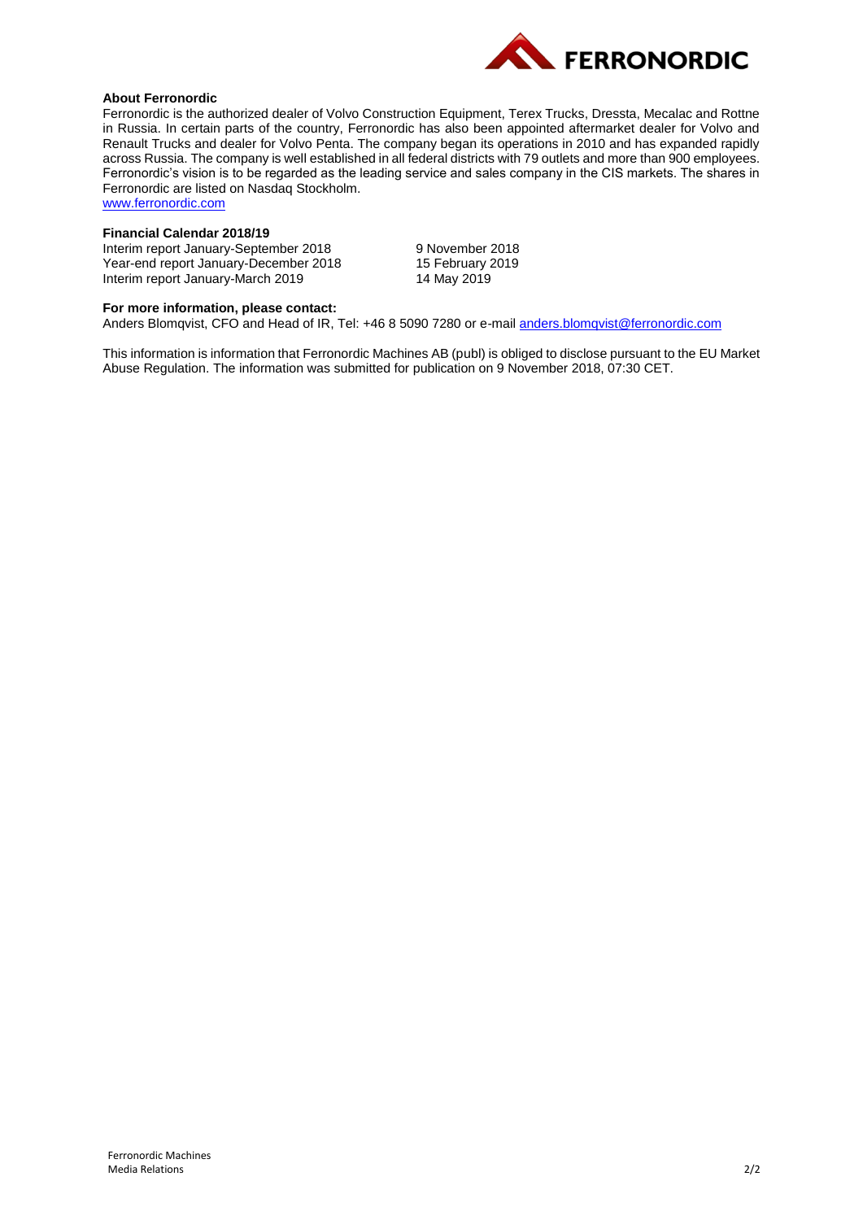**About Ferronordic**

Ferronordic is the authorized dealer of Volvo Construction Equipment, Terex Trucks, Dressta, Mecalac and Rottne in Russia. In certain parts of the country, Ferronordic has also been appointed aftermarket dealer for Volvo and Renault Trucks and dealer for Volvo Penta. The company began its operations in 2010 and has expanded rapidly across Russia. The company is well established in all federal districts with 79 outlets and more than 900 employees. Ferronordic's vision is to be regarded as the leading service and sales company in the CIS markets. The shares in Ferronordic are listed on Nasdaq Stockholm.
www.ferronordic.com

**Financial Calendar 2018/19**

| | |
|---|---|
| Interim report January-September 2018 | 9 November 2018 |
| Year-end report January-December 2018 | 15 February 2019 |
| Interim report January-March 2019 | 14 May 2019 |

**For more information, please contact:**
Anders Blomqvist, CFO and Head of IR, Tel: +46 8 5090 7280 or e-mail anders.blomqvist@ferronordic.com

This information is information that Ferronordic Machines AB (publ) is obliged to disclose pursuant to the EU Market Abuse Regulation. The information was submitted for publication on 9 November 2018, 07:30 CET.